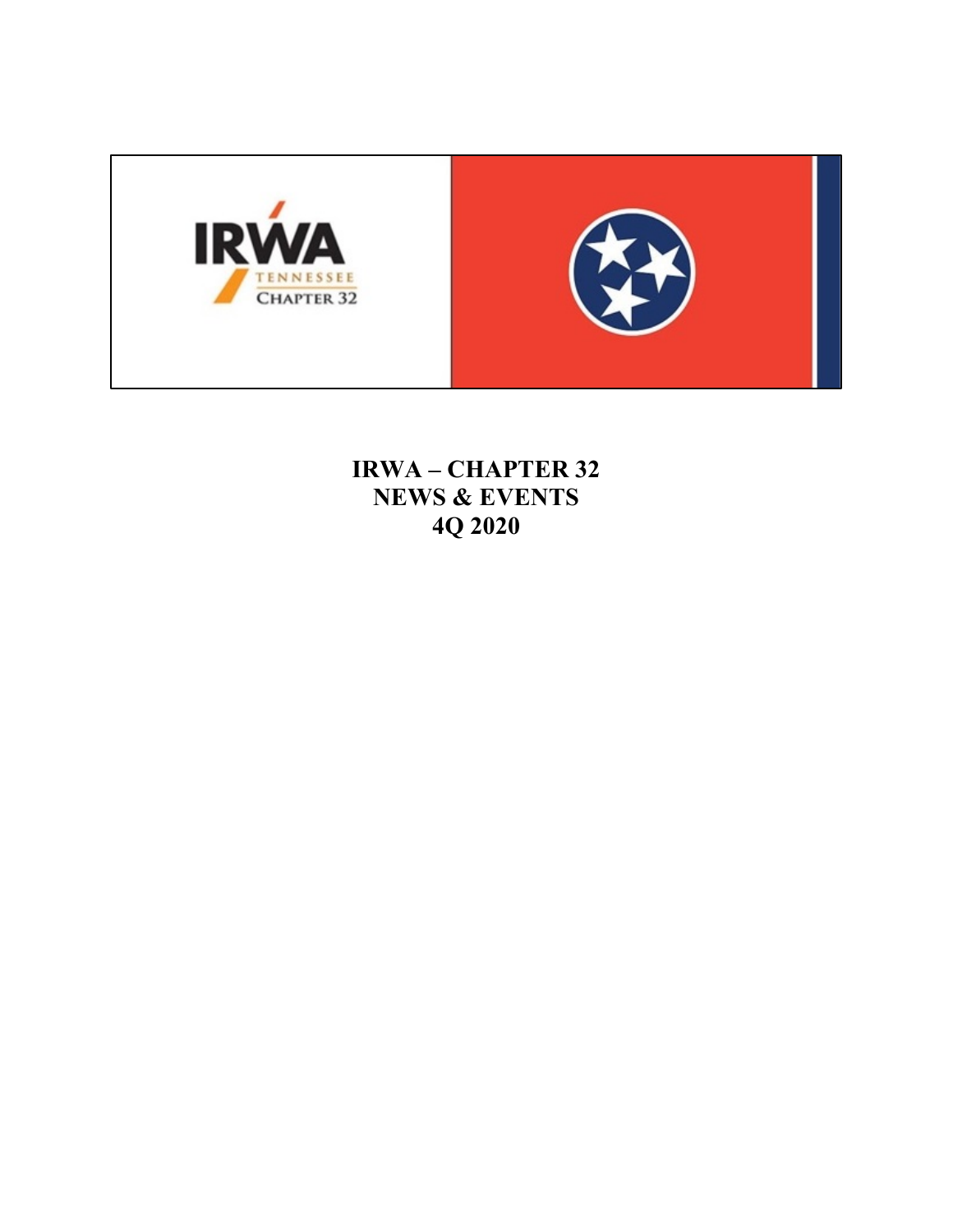# IRWA – CHAPTER 32
# NEWS & EVENTS
# 4Q 2020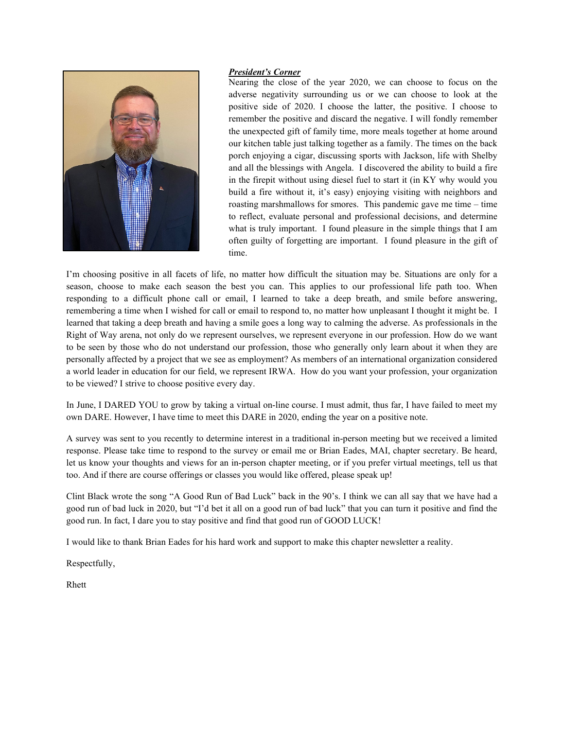***President's Corner***

Nearing the close of the year 2020, we can choose to focus on the adverse negativity surrounding us or we can choose to look at the positive side of 2020. I choose the latter, the positive. I choose to remember the positive and discard the negative. I will fondly remember the unexpected gift of family time, more meals together at home around our kitchen table just talking together as a family. The times on the back porch enjoying a cigar, discussing sports with Jackson, life with Shelby and all the blessings with Angela. I discovered the ability to build a fire in the firepit without using diesel fuel to start it (in KY why would you build a fire without it, it's easy) enjoying visiting with neighbors and roasting marshmallows for smores. This pandemic gave me time – time to reflect, evaluate personal and professional decisions, and determine what is truly important. I found pleasure in the simple things that I am often guilty of forgetting are important. I found pleasure in the gift of time.

I'm choosing positive in all facets of life, no matter how difficult the situation may be. Situations are only for a season, choose to make each season the best you can. This applies to our professional life path too. When responding to a difficult phone call or email, I learned to take a deep breath, and smile before answering, remembering a time when I wished for call or email to respond to, no matter how unpleasant I thought it might be. I learned that taking a deep breath and having a smile goes a long way to calming the adverse. As professionals in the Right of Way arena, not only do we represent ourselves, we represent everyone in our profession. How do we want to be seen by those who do not understand our profession, those who generally only learn about it when they are personally affected by a project that we see as employment? As members of an international organization considered a world leader in education for our field, we represent IRWA. How do you want your profession, your organization to be viewed? I strive to choose positive every day.

In June, I DARED YOU to grow by taking a virtual on-line course. I must admit, thus far, I have failed to meet my own DARE. However, I have time to meet this DARE in 2020, ending the year on a positive note.

A survey was sent to you recently to determine interest in a traditional in-person meeting but we received a limited response. Please take time to respond to the survey or email me or Brian Eades, MAI, chapter secretary. Be heard, let us know your thoughts and views for an in-person chapter meeting, or if you prefer virtual meetings, tell us that too. And if there are course offerings or classes you would like offered, please speak up!

Clint Black wrote the song "A Good Run of Bad Luck" back in the 90's. I think we can all say that we have had a good run of bad luck in 2020, but "I'd bet it all on a good run of bad luck" that you can turn it positive and find the good run. In fact, I dare you to stay positive and find that good run of GOOD LUCK!

I would like to thank Brian Eades for his hard work and support to make this chapter newsletter a reality.

Respectfully,

Rhett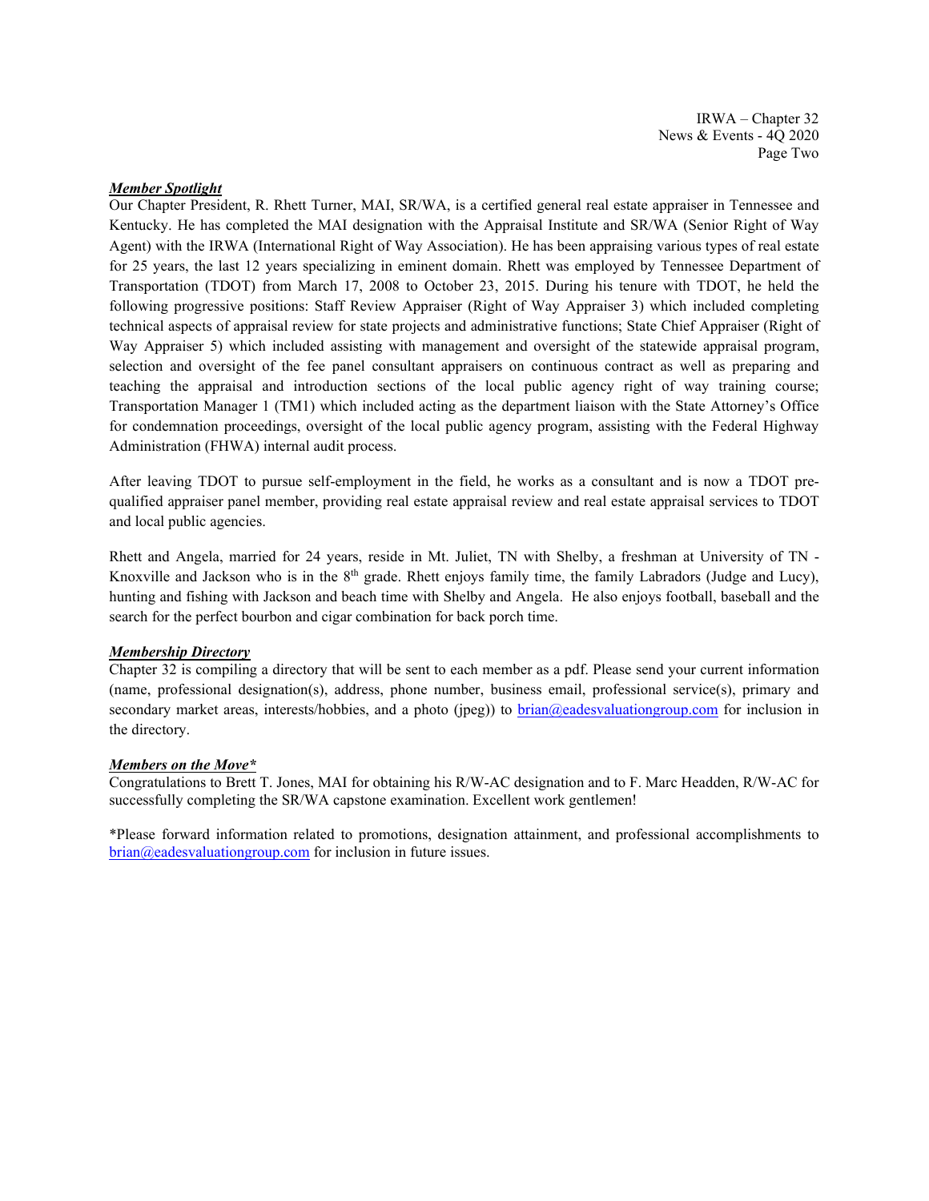***Member Spotlight***

Our Chapter President, R. Rhett Turner, MAI, SR/WA, is a certified general real estate appraiser in Tennessee and Kentucky. He has completed the MAI designation with the Appraisal Institute and SR/WA (Senior Right of Way Agent) with the IRWA (International Right of Way Association). He has been appraising various types of real estate for 25 years, the last 12 years specializing in eminent domain. Rhett was employed by Tennessee Department of Transportation (TDOT) from March 17, 2008 to October 23, 2015. During his tenure with TDOT, he held the following progressive positions: Staff Review Appraiser (Right of Way Appraiser 3) which included completing technical aspects of appraisal review for state projects and administrative functions; State Chief Appraiser (Right of Way Appraiser 5) which included assisting with management and oversight of the statewide appraisal program, selection and oversight of the fee panel consultant appraisers on continuous contract as well as preparing and teaching the appraisal and introduction sections of the local public agency right of way training course; Transportation Manager 1 (TM1) which included acting as the department liaison with the State Attorney's Office for condemnation proceedings, oversight of the local public agency program, assisting with the Federal Highway Administration (FHWA) internal audit process.

After leaving TDOT to pursue self-employment in the field, he works as a consultant and is now a TDOT pre-qualified appraiser panel member, providing real estate appraisal review and real estate appraisal services to TDOT and local public agencies.

Rhett and Angela, married for 24 years, reside in Mt. Juliet, TN with Shelby, a freshman at University of TN - Knoxville and Jackson who is in the 8th grade. Rhett enjoys family time, the family Labradors (Judge and Lucy), hunting and fishing with Jackson and beach time with Shelby and Angela. He also enjoys football, baseball and the search for the perfect bourbon and cigar combination for back porch time.

***Membership Directory***

Chapter 32 is compiling a directory that will be sent to each member as a pdf. Please send your current information (name, professional designation(s), address, phone number, business email, professional service(s), primary and secondary market areas, interests/hobbies, and a photo (jpeg)) to brian@eadesvaluationgroup.com for inclusion in the directory.

***Members on the Move****

Congratulations to Brett T. Jones, MAI for obtaining his R/W-AC designation and to F. Marc Headden, R/W-AC for successfully completing the SR/WA capstone examination. Excellent work gentlemen!

*Please forward information related to promotions, designation attainment, and professional accomplishments to brian@eadesvaluationgroup.com for inclusion in future issues.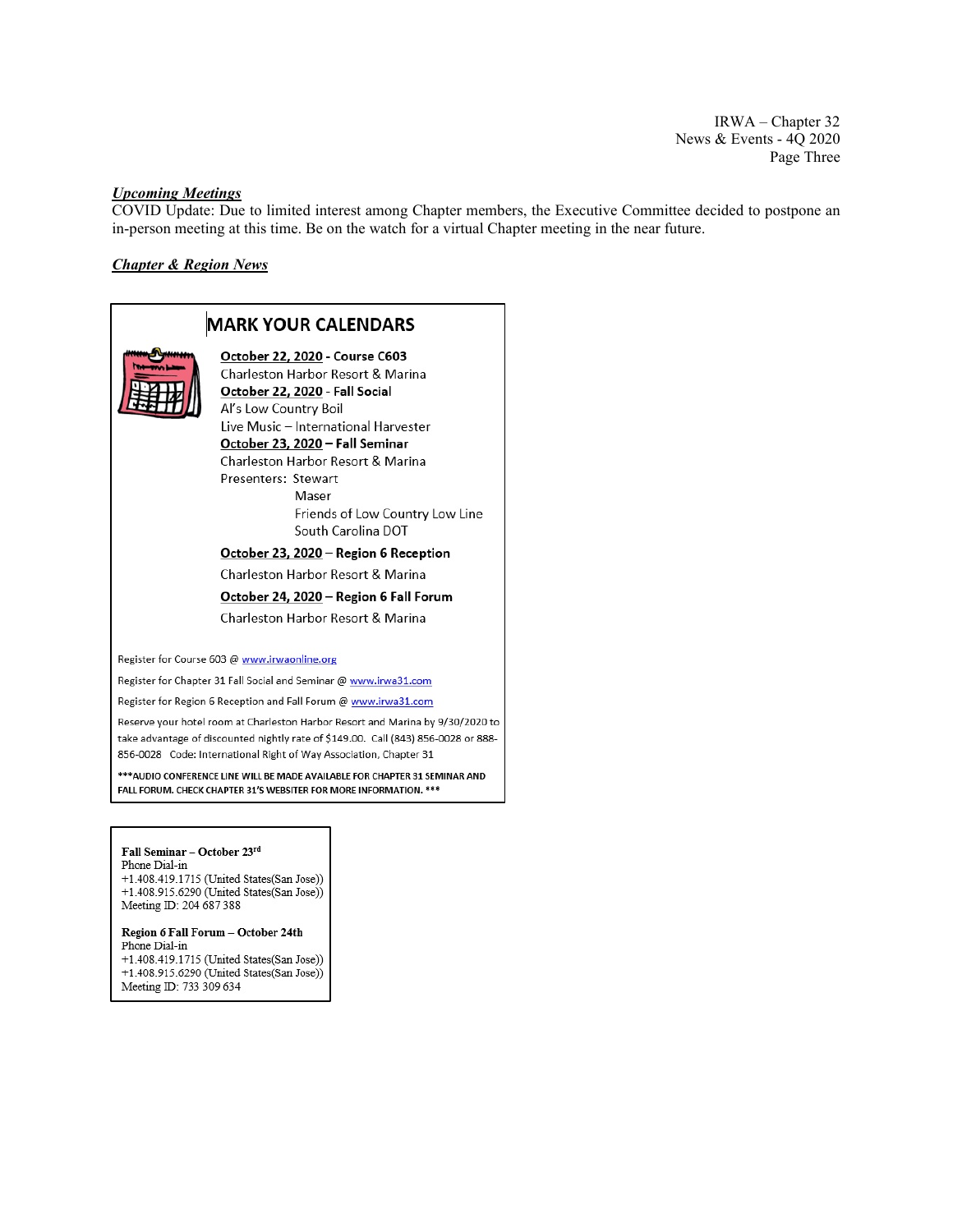### ***Upcoming Meetings***

COVID Update: Due to limited interest among Chapter members, the Executive Committee decided to postpone an in-person meeting at this time. Be on the watch for a virtual Chapter meeting in the near future.

### ***Chapter & Region News***

## MARK YOUR CALENDARS

**October 22, 2020 - Course C603**
Charleston Harbor Resort & Marina

**October 22, 2020 - Fall Social**
Al's Low Country Boil
Live Music – International Harvester

**October 23, 2020 – Fall Seminar**
Charleston Harbor Resort & Marina
Presenters: Stewart
Maser
Friends of Low Country Low Line
South Carolina DOT

**October 23, 2020 – Region 6 Reception**
Charleston Harbor Resort & Marina

**October 24, 2020 – Region 6 Fall Forum**
Charleston Harbor Resort & Marina

Register for Course 603 @ www.irwaonline.org

Register for Chapter 31 Fall Social and Seminar @ www.irwa31.com

Register for Region 6 Reception and Fall Forum @ www.irwa31.com

Reserve your hotel room at Charleston Harbor Resort and Marina by 9/30/2020 to take advantage of discounted nightly rate of $149.00. Call (843) 856-0028 or 888-856-0028 Code: International Right of Way Association, Chapter 31

***AUDIO CONFERENCE LINE WILL BE MADE AVAILABLE FOR CHAPTER 31 SEMINAR AND FALL FORUM. CHECK CHAPTER 31'S WEBSITER FOR MORE INFORMATION. ***

**Fall Seminar – October 23rd**
Phone Dial-in
+1.408.419.1715 (United States(San Jose))
+1.408.915.6290 (United States(San Jose))
Meeting ID: 204 687 388

**Region 6 Fall Forum – October 24th**
Phone Dial-in
+1.408.419.1715 (United States(San Jose))
+1.408.915.6290 (United States(San Jose))
Meeting ID: 733 309 634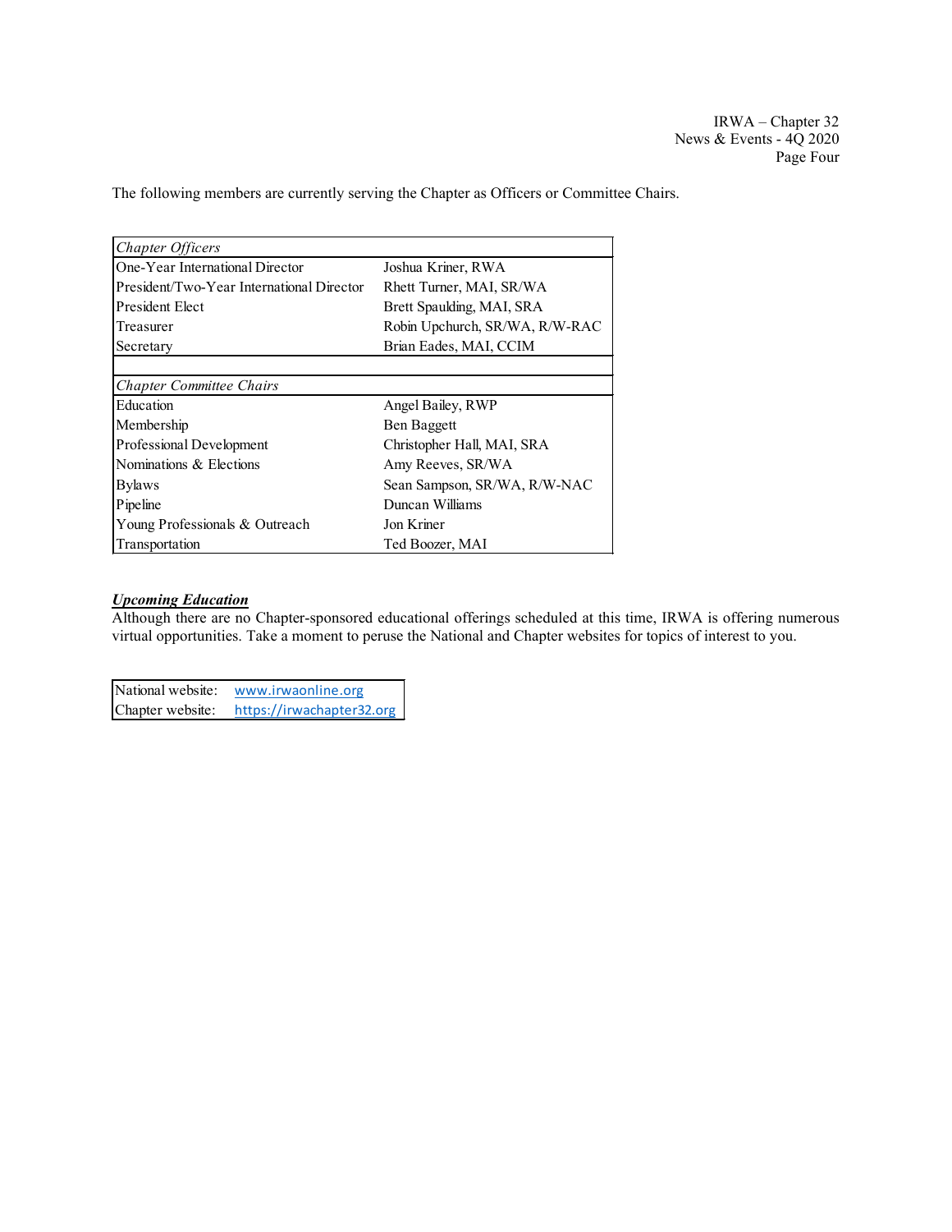The following members are currently serving the Chapter as Officers or Committee Chairs.

| | |
|---|---|
| *Chapter Officers* | |
| One-Year International Director | Joshua Kriner, RWA |
| President/Two-Year International Director | Rhett Turner, MAI, SR/WA |
| President Elect | Brett Spaulding, MAI, SRA |
| Treasurer | Robin Upchurch, SR/WA, R/W-RAC |
| Secretary | Brian Eades, MAI, CCIM |
| | |
| *Chapter Committee Chairs* | |
| Education | Angel Bailey, RWP |
| Membership | Ben Baggett |
| Professional Development | Christopher Hall, MAI, SRA |
| Nominations & Elections | Amy Reeves, SR/WA |
| Bylaws | Sean Sampson, SR/WA, R/W-NAC |
| Pipeline | Duncan Williams |
| Young Professionals & Outreach | Jon Kriner |
| Transportation | Ted Boozer, MAI |

***Upcoming Education***

Although there are no Chapter-sponsored educational offerings scheduled at this time, IRWA is offering numerous virtual opportunities. Take a moment to peruse the National and Chapter websites for topics of interest to you.

| | |
|---|---|
| National website: | www.irwaonline.org |
| Chapter website: | https://irwachapter32.org |